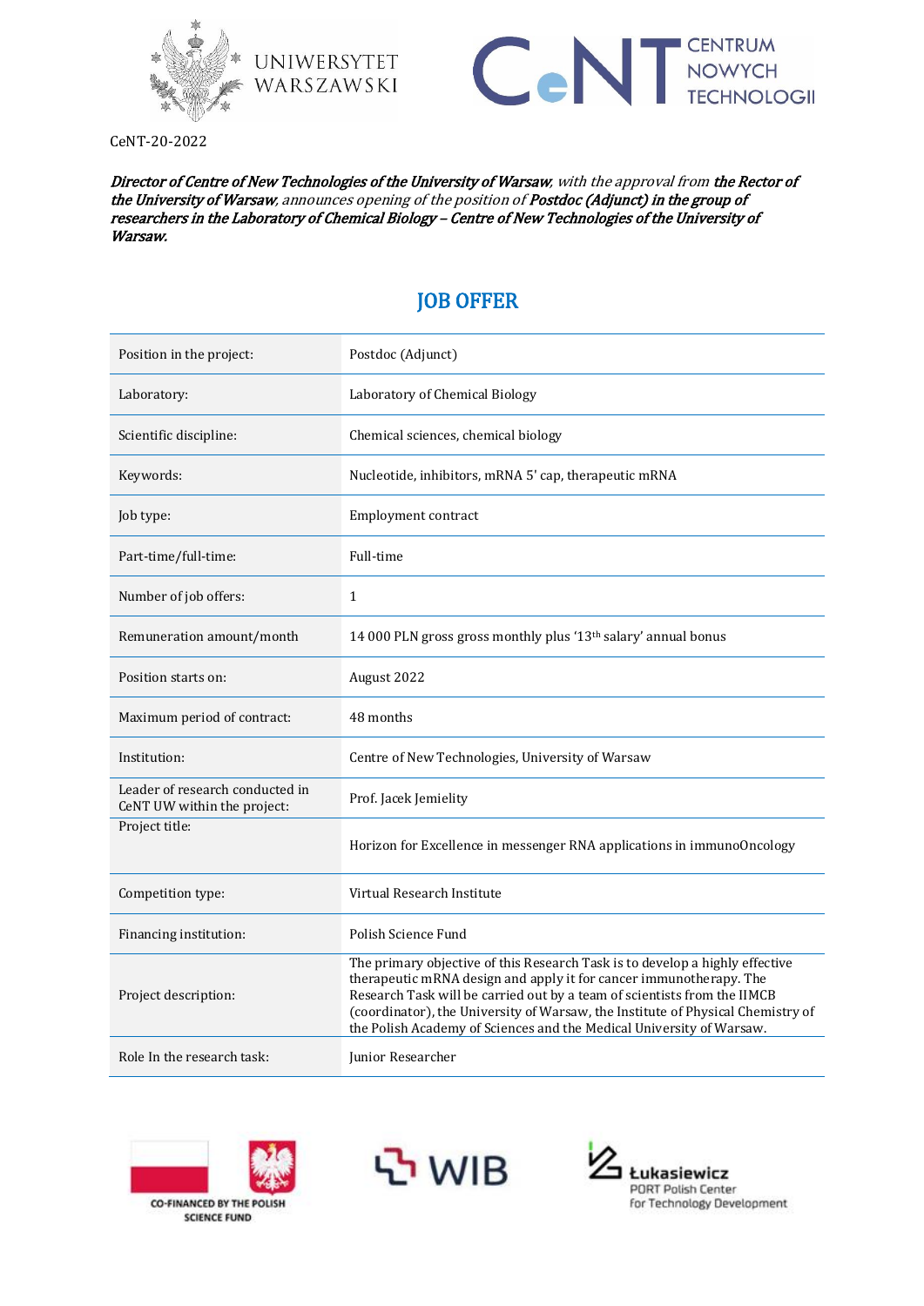CeNT-20-2022

***Director of Centre of New Technologies of the University of Warsaw**, with the approval from **the Rector of the University of Warsaw**, announces opening of the position of **Postdoc (Adjunct) in the group of researchers in the Laboratory of Chemical Biology – Centre of New Technologies of the University of Warsaw.***

# JOB OFFER

| | |
|---|---|
| Position in the project: | Postdoc (Adjunct) |
| Laboratory: | Laboratory of Chemical Biology |
| Scientific discipline: | Chemical sciences, chemical biology |
| Keywords: | Nucleotide, inhibitors, mRNA 5' cap, therapeutic mRNA |
| Job type: | Employment contract |
| Part-time/full-time: | Full-time |
| Number of job offers: | 1 |
| Remuneration amount/month | 14 000 PLN gross gross monthly plus '13th salary' annual bonus |
| Position starts on: | August 2022 |
| Maximum period of contract: | 48 months |
| Institution: | Centre of New Technologies, University of Warsaw |
| Leader of research conducted in CeNT UW within the project: | Prof. Jacek Jemielity |
| Project title: | Horizon for Excellence in messenger RNA applications in immunoOncology |
| Competition type: | Virtual Research Institute |
| Financing institution: | Polish Science Fund |
| Project description: | The primary objective of this Research Task is to develop a highly effective therapeutic mRNA design and apply it for cancer immunotherapy. The Research Task will be carried out by a team of scientists from the IIMCB (coordinator), the University of Warsaw, the Institute of Physical Chemistry of the Polish Academy of Sciences and the Medical University of Warsaw. |
| Role In the research task: | Junior Researcher |

CO-FINANCED BY THE POLISH SCIENCE FUND

WIB

Łukasiewicz PORT Polish Center for Technology Development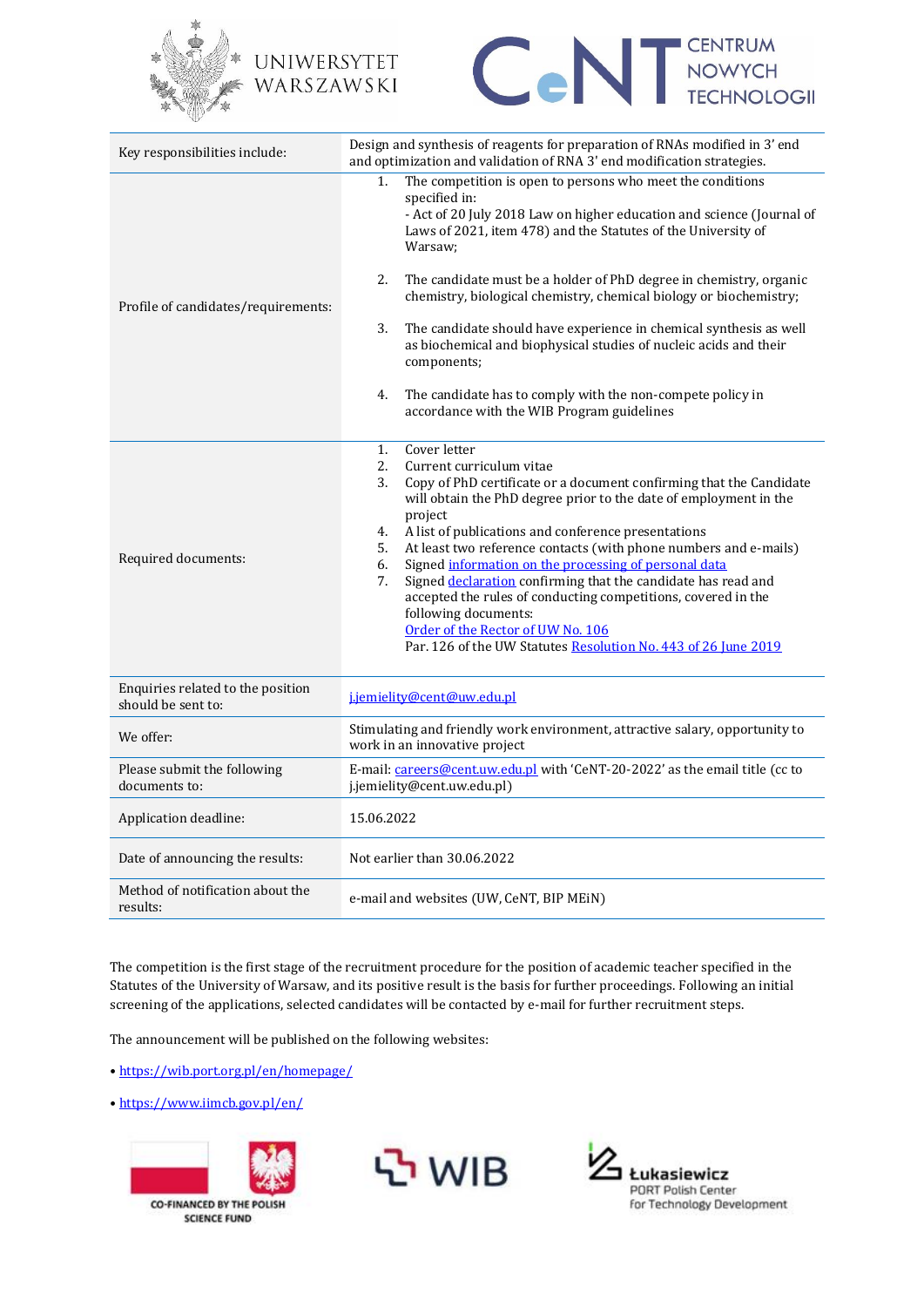| | |
|---|---|
| Key responsibilities include: | Design and synthesis of reagents for preparation of RNAs modified in 3' end and optimization and validation of RNA 3' end modification strategies. |
| Profile of candidates/requirements: | 1. The competition is open to persons who meet the conditions specified in:<br>- Act of 20 July 2018 Law on higher education and science (Journal of Laws of 2021, item 478) and the Statutes of the University of Warsaw;<br><br>2. The candidate must be a holder of PhD degree in chemistry, organic chemistry, biological chemistry, chemical biology or biochemistry;<br><br>3. The candidate should have experience in chemical synthesis as well as biochemical and biophysical studies of nucleic acids and their components;<br><br>4. The candidate has to comply with the non-compete policy in accordance with the WIB Program guidelines |
| Required documents: | 1. Cover letter<br>2. Current curriculum vitae<br>3. Copy of PhD certificate or a document confirming that the Candidate will obtain the PhD degree prior to the date of employment in the project<br>4. A list of publications and conference presentations<br>5. At least two reference contacts (with phone numbers and e-mails)<br>6. Signed information on the processing of personal data<br>7. Signed declaration confirming that the candidate has read and accepted the rules of conducting competitions, covered in the following documents:<br>Order of the Rector of UW No. 106<br>Par. 126 of the UW Statutes Resolution No. 443 of 26 June 2019 |
| Enquiries related to the position should be sent to: | j.jemielity@cent@uw.edu.pl |
| We offer: | Stimulating and friendly work environment, attractive salary, opportunity to work in an innovative project |
| Please submit the following documents to: | E-mail: careers@cent.uw.edu.pl with 'CeNT-20-2022' as the email title (cc to j.jemielity@cent.uw.edu.pl) |
| Application deadline: | 15.06.2022 |
| Date of announcing the results: | Not earlier than 30.06.2022 |
| Method of notification about the results: | e-mail and websites (UW, CeNT, BIP MEiN) |

The competition is the first stage of the recruitment procedure for the position of academic teacher specified in the Statutes of the University of Warsaw, and its positive result is the basis for further proceedings. Following an initial screening of the applications, selected candidates will be contacted by e-mail for further recruitment steps.

The announcement will be published on the following websites:

- https://wib.port.org.pl/en/homepage/
- https://www.iimcb.gov.pl/en/

CO-FINANCED BY THE POLISH SCIENCE FUND

WIB

Łukasiewicz PORT Polish Center for Technology Development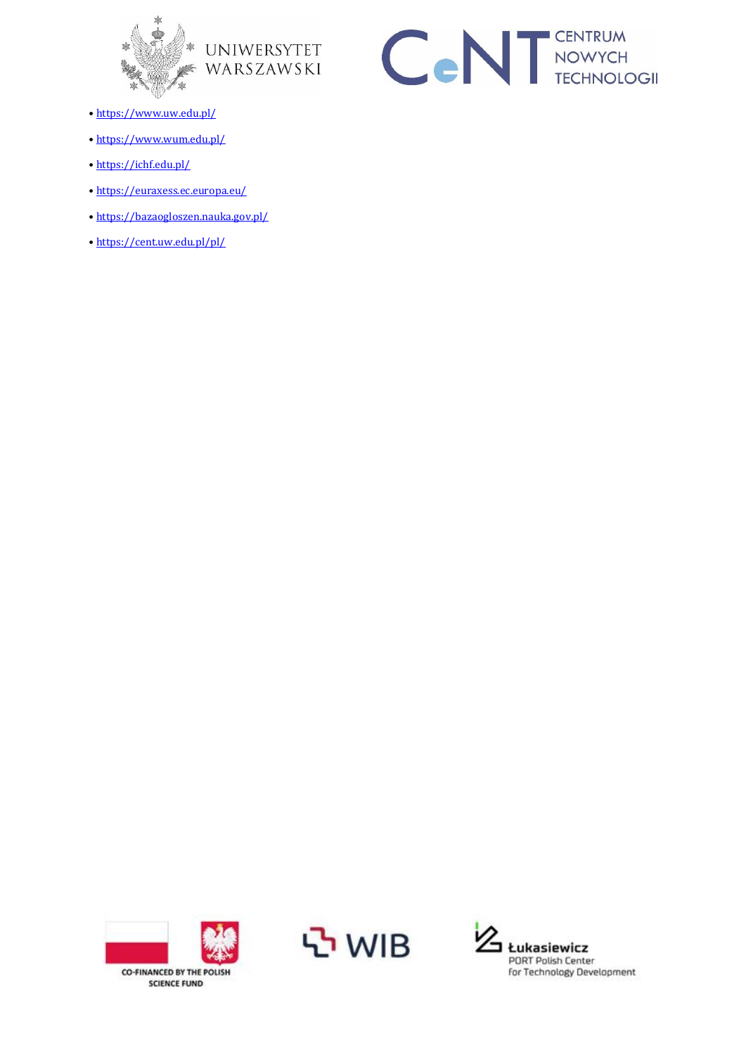- https://www.uw.edu.pl/
- https://www.wum.edu.pl/
- https://ichf.edu.pl/
- https://euraxess.ec.europa.eu/
- https://bazaogloszen.nauka.gov.pl/
- https://cent.uw.edu.pl/pl/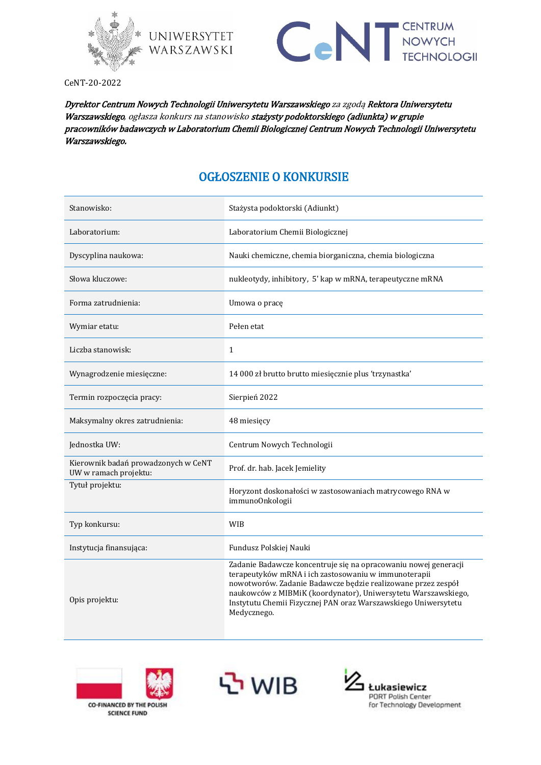CeNT-20-2022

***Dyrektor Centrum Nowych Technologii Uniwersytetu Warszawskiego** za zgodą **Rektora Uniwersytetu Warszawskiego**, ogłasza konkurs na stanowisko **stażysty podoktorskiego (adiunkta) w grupie pracowników badawczych w Laboratorium Chemii Biologicznej Centrum Nowych Technologii Uniwersytetu Warszawskiego.***

## OGŁOSZENIE O KONKURSIE

| | |
|---|---|
| Stanowisko: | Stażysta podoktorski (Adiunkt) |
| Laboratorium: | Laboratorium Chemii Biologicznej |
| Dyscyplina naukowa: | Nauki chemiczne, chemia biorganiczna, chemia biologiczna |
| Słowa kluczowe: | nukleotydy, inhibitory, 5' kap w mRNA, terapeutyczne mRNA |
| Forma zatrudnienia: | Umowa o pracę |
| Wymiar etatu: | Pełen etat |
| Liczba stanowisk: | 1 |
| Wynagrodzenie miesięczne: | 14 000 zł brutto brutto miesięcznie plus 'trzynastka' |
| Termin rozpoczęcia pracy: | Sierpień 2022 |
| Maksymalny okres zatrudnienia: | 48 miesięcy |
| Jednostka UW: | Centrum Nowych Technologii |
| Kierownik badań prowadzonych w CeNT UW w ramach projektu: | Prof. dr. hab. Jacek Jemielity |
| Tytuł projektu: | Horyzont doskonałości w zastosowaniach matrycowego RNA w immunoOnkologii |
| Typ konkursu: | WIB |
| Instytucja finansująca: | Fundusz Polskiej Nauki |
| Opis projektu: | Zadanie Badawcze koncentruje się na opracowaniu nowej generacji terapeutyków mRNA i ich zastosowaniu w immunoterapii nowotworów. Zadanie Badawcze będzie realizowane przez zespół naukowców z MIBMiK (koordynator), Uniwersytetu Warszawskiego, Instytutu Chemii Fizycznej PAN oraz Warszawskiego Uniwersytetu Medycznego. |

CO-FINANCED BY THE POLISH SCIENCE FUND

WIB

Łukasiewicz PORT Polish Center for Technology Development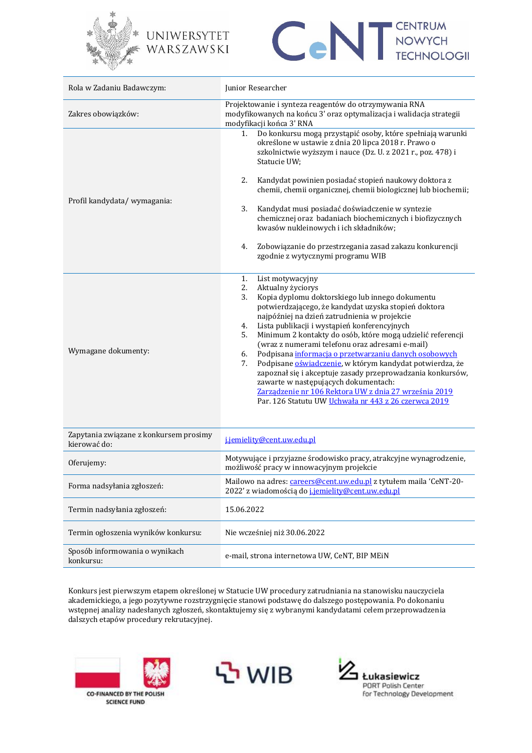| | |
|---|---|
| Rola w Zadaniu Badawczym: | Junior Researcher |
| Zakres obowiązków: | Projektowanie i synteza reagentów do otrzymywania RNA modyfikowanych na końcu 3' oraz optymalizacja i walidacja strategii modyfikacji końca 3' RNA |
| Profil kandydata/ wymagania: | 1. Do konkursu mogą przystąpić osoby, które spełniają warunki określone w ustawie z dnia 20 lipca 2018 r. Prawo o szkolnictwie wyższym i nauce (Dz. U. z 2021 r., poz. 478) i Statucie UW;<br><br>2. Kandydat powinien posiadać stopień naukowy doktora z chemii, chemii organicznej, chemii biologicznej lub biochemii;<br><br>3. Kandydat musi posiadać doświadczenie w syntezie chemicznej oraz badaniach biochemicznych i biofizycznych kwasów nukleinowych i ich składników;<br><br>4. Zobowiązanie do przestrzegania zasad zakazu konkurencji zgodnie z wytycznymi programu WIB |
| Wymagane dokumenty: | 1. List motywacyjny<br>2. Aktualny życiorys<br>3. Kopia dyplomu doktorskiego lub innego dokumentu potwierdzającego, że kandydat uzyska stopień doktora najpóźniej na dzień zatrudnienia w projekcie<br>4. Lista publikacji i wystąpień konferencyjnych<br>5. Minimum 2 kontakty do osób, które mogą udzielić referencji (wraz z numerami telefonu oraz adresami e-mail)<br>6. Podpisana informacja o przetwarzaniu danych osobowych<br>7. Podpisane oświadczenie, w którym kandydat potwierdza, że zapoznał się i akceptuje zasady przeprowadzania konkursów, zawarte w następujących dokumentach: Zarządzenie nr 106 Rektora UW z dnia 27 września 2019 Par. 126 Statutu UW Uchwała nr 443 z 26 czerwca 2019 |
| Zapytania związane z konkursem prosimy kierować do: | j.jemielity@cent.uw.edu.pl |
| Oferujemy: | Motywujące i przyjazne środowisko pracy, atrakcyjne wynagrodzenie, możliwość pracy w innowacyjnym projekcie |
| Forma nadsyłania zgłoszeń: | Mailowo na adres: careers@cent.uw.edu.pl z tytułem maila 'CeNT-20-2022' z wiadomością do j.jemielity@cent.uw.edu.pl |
| Termin nadsyłania zgłoszeń: | 15.06.2022 |
| Termin ogłoszenia wyników konkursu: | Nie wcześniej niż 30.06.2022 |
| Sposób informowania o wynikach konkursu: | e-mail, strona internetowa UW, CeNT, BIP MEiN |

Konkurs jest pierwszym etapem określonej w Statucie UW procedury zatrudniania na stanowisku nauczyciela akademickiego, a jego pozytywne rozstrzygnięcie stanowi podstawę do dalszego postępowania. Po dokonaniu wstępnej analizy nadesłanych zgłoszeń, skontaktujemy się z wybranymi kandydatami celem przeprowadzenia dalszych etapów procedury rekrutacyjnej.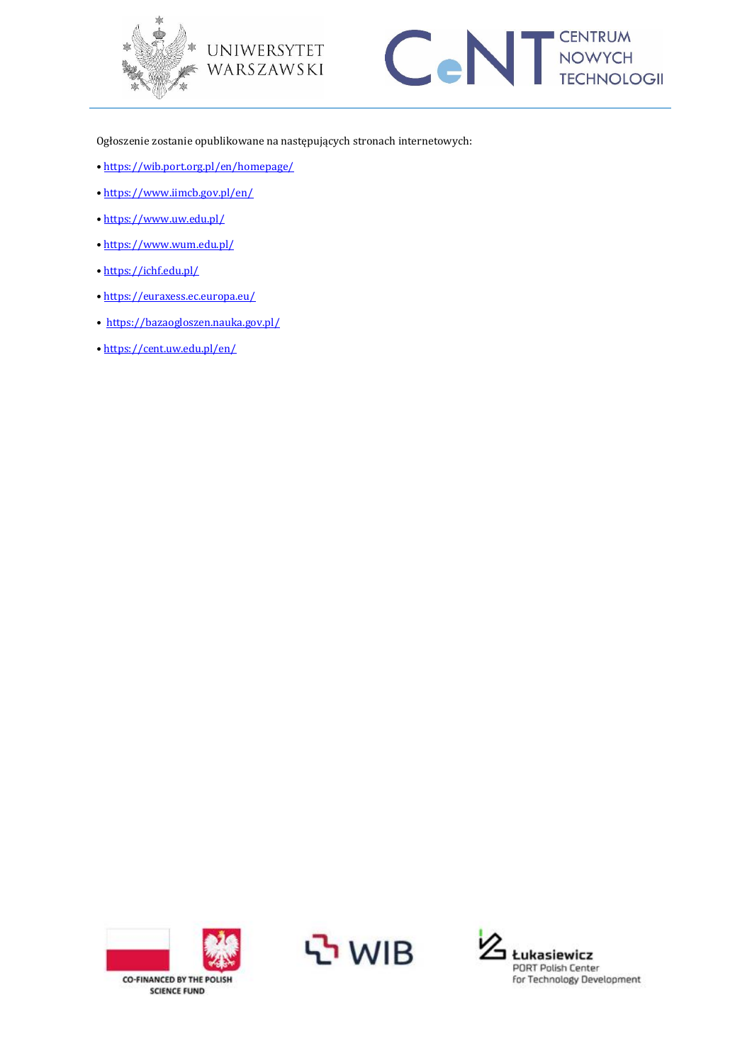Ogłoszenie zostanie opublikowane na następujących stronach internetowych:

- https://wib.port.org.pl/en/homepage/
- https://www.iimcb.gov.pl/en/
- https://www.uw.edu.pl/
- https://www.wum.edu.pl/
- https://ichf.edu.pl/
- https://euraxess.ec.europa.eu/
- https://bazaogloszen.nauka.gov.pl/
- https://cent.uw.edu.pl/en/